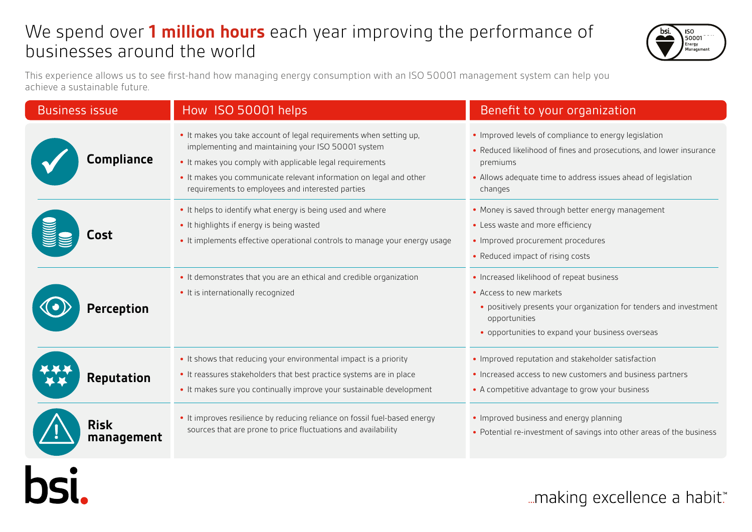# We spend over **1 million hours** each year improving the performance of businesses around the world

This experience allows us to see first-hand how managing energy consumption with an ISO 50001 management system can help you achieve a sustainable future.

| Business issue | How ISO 50001 helps | Benefit to your organization |
|---|---|---|
| **Compliance** | • It makes you take account of legal requirements when setting up, implementing and maintaining your ISO 50001 system<br>• It makes you comply with applicable legal requirements<br>• It makes you communicate relevant information on legal and other requirements to employees and interested parties | • Improved levels of compliance to energy legislation<br>• Reduced likelihood of fines and prosecutions, and lower insurance premiums<br>• Allows adequate time to address issues ahead of legislation changes |
| **Cost** | • It helps to identify what energy is being used and where<br>• It highlights if energy is being wasted<br>• It implements effective operational controls to manage your energy usage | • Money is saved through better energy management<br>• Less waste and more efficiency<br>• Improved procurement procedures<br>• Reduced impact of rising costs |
| **Perception** | • It demonstrates that you are an ethical and credible organization<br>• It is internationally recognized | • Increased likelihood of repeat business<br>• Access to new markets<br>&nbsp;&nbsp;• positively presents your organization for tenders and investment opportunities<br>&nbsp;&nbsp;• opportunities to expand your business overseas |
| **Reputation** | • It shows that reducing your environmental impact is a priority<br>• It reassures stakeholders that best practice systems are in place<br>• It makes sure you continually improve your sustainable development | • Improved reputation and stakeholder satisfaction<br>• Increased access to new customers and business partners<br>• A competitive advantage to grow your business |
| **Risk management** | • It improves resilience by reducing reliance on fossil fuel-based energy sources that are prone to price fluctuations and availability | • Improved business and energy planning<br>• Potential re-investment of savings into other areas of the business |

bsi.

...making excellence a habit.™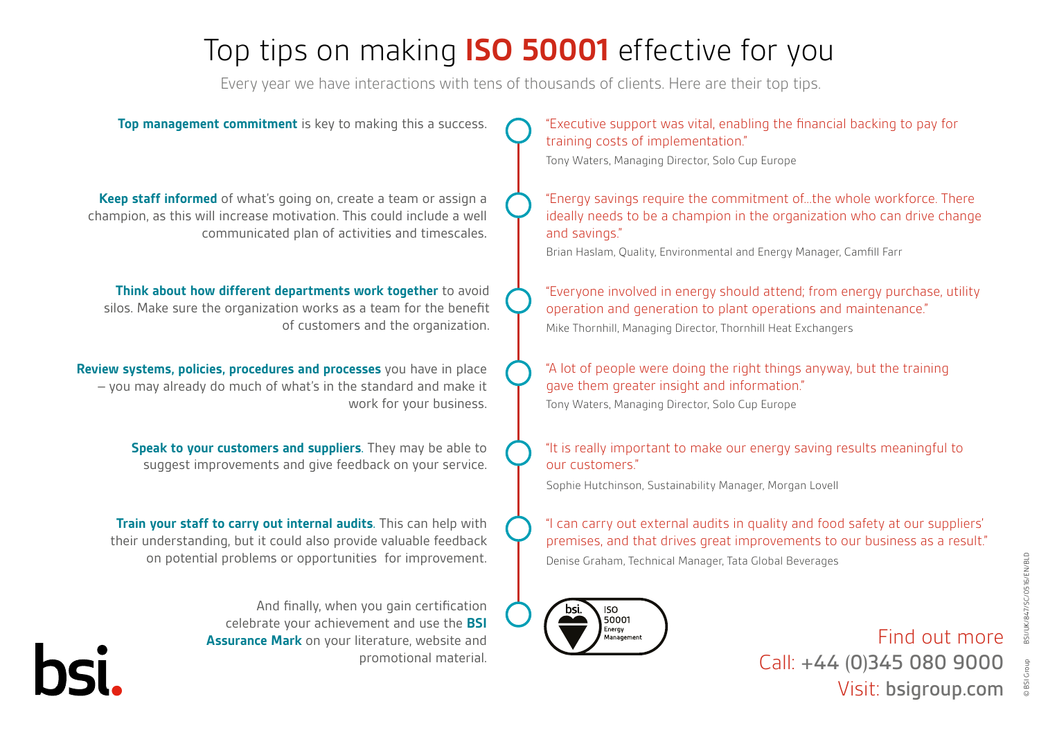# Top tips on making **ISO 50001** effective for you

Every year we have interactions with tens of thousands of clients. Here are their top tips.

**Top management commitment** is key to making this a success.

"Executive support was vital, enabling the financial backing to pay for training costs of implementation."
Tony Waters, Managing Director, Solo Cup Europe

**Keep staff informed** of what's going on, create a team or assign a champion, as this will increase motivation. This could include a well communicated plan of activities and timescales.

"Energy savings require the commitment of…the whole workforce. There ideally needs to be a champion in the organization who can drive change and savings."
Brian Haslam, Quality, Environmental and Energy Manager, Camfill Farr

**Think about how different departments work together** to avoid silos. Make sure the organization works as a team for the benefit of customers and the organization.

"Everyone involved in energy should attend; from energy purchase, utility operation and generation to plant operations and maintenance."
Mike Thornhill, Managing Director, Thornhill Heat Exchangers

**Review systems, policies, procedures and processes** you have in place – you may already do much of what's in the standard and make it work for your business.

"A lot of people were doing the right things anyway, but the training gave them greater insight and information."
Tony Waters, Managing Director, Solo Cup Europe

**Speak to your customers and suppliers**. They may be able to suggest improvements and give feedback on your service.

"It is really important to make our energy saving results meaningful to our customers."
Sophie Hutchinson, Sustainability Manager, Morgan Lovell

**Train your staff to carry out internal audits**. This can help with their understanding, but it could also provide valuable feedback on potential problems or opportunities for improvement.

"I can carry out external audits in quality and food safety at our suppliers' premises, and that drives great improvements to our business as a result."
Denise Graham, Technical Manager, Tata Global Beverages

And finally, when you gain certification celebrate your achievement and use the **BSI Assurance Mark** on your literature, website and promotional material.

bsi. ISO 50001 Energy Management

bsi.

Find out more
Call: +44 (0)345 080 9000
Visit: bsigroup.com

© BSI Group BSI/UK/847/SC/0516/EN/BLD